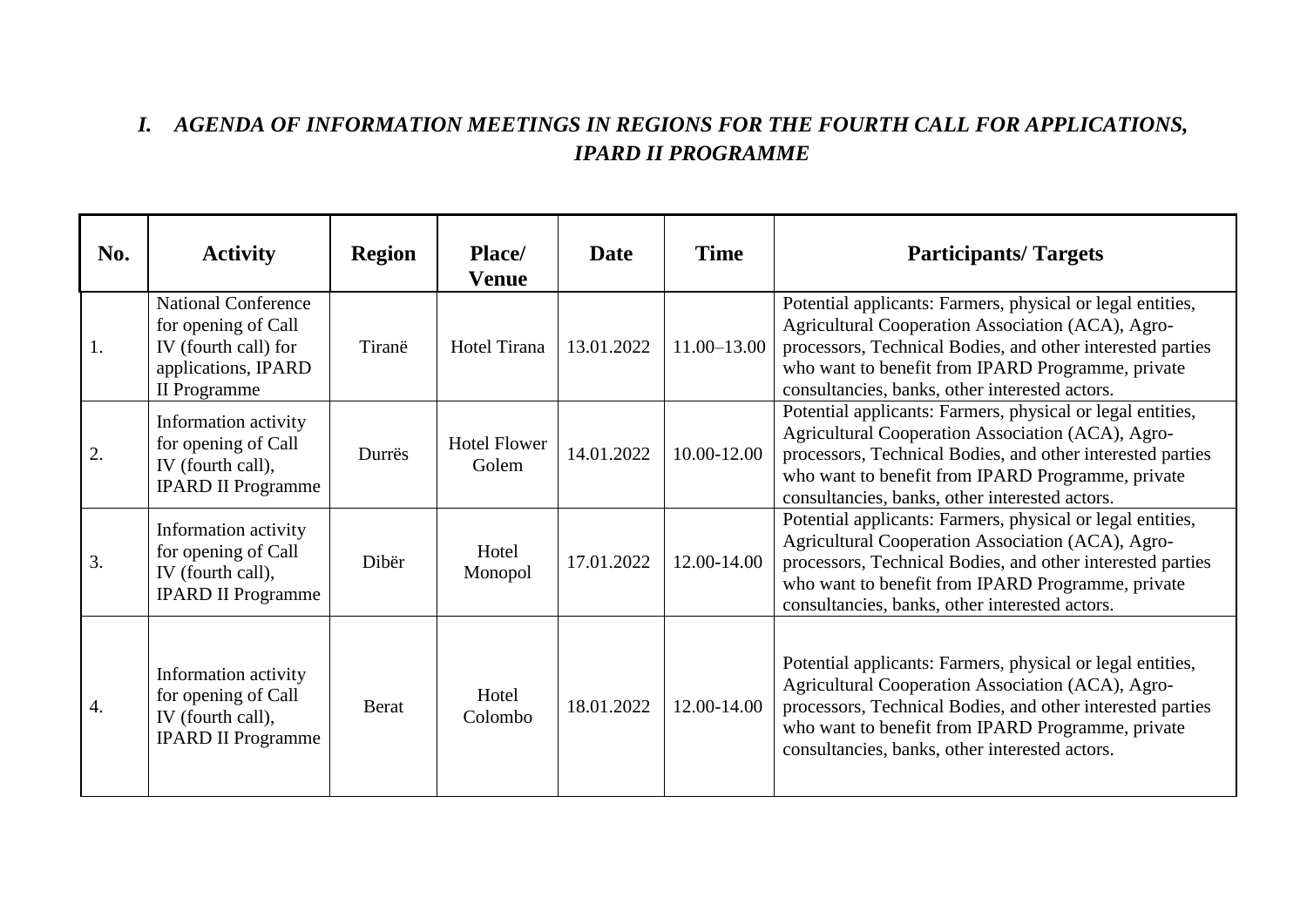## *I. AGENDA OF INFORMATION MEETINGS IN REGIONS FOR THE FOURTH CALL FOR APPLICATIONS, IPARD II PROGRAMME*

| No. | Activity | Region | Place/ Venue | Date | Time | Participants/ Targets |
|---|---|---|---|---|---|---|
| 1. | National Conference for opening of Call IV (fourth call) for applications, IPARD II Programme | Tiranë | Hotel Tirana | 13.01.2022 | 11.00–13.00 | Potential applicants: Farmers, physical or legal entities, Agricultural Cooperation Association (ACA), Agro-processors, Technical Bodies, and other interested parties who want to benefit from IPARD Programme, private consultancies, banks, other interested actors. |
| 2. | Information activity for opening of Call IV (fourth call), IPARD II Programme | Durrës | Hotel Flower Golem | 14.01.2022 | 10.00-12.00 | Potential applicants: Farmers, physical or legal entities, Agricultural Cooperation Association (ACA), Agro-processors, Technical Bodies, and other interested parties who want to benefit from IPARD Programme, private consultancies, banks, other interested actors. |
| 3. | Information activity for opening of Call IV (fourth call), IPARD II Programme | Dibër | Hotel Monopol | 17.01.2022 | 12.00-14.00 | Potential applicants: Farmers, physical or legal entities, Agricultural Cooperation Association (ACA), Agro-processors, Technical Bodies, and other interested parties who want to benefit from IPARD Programme, private consultancies, banks, other interested actors. |
| 4. | Information activity for opening of Call IV (fourth call), IPARD II Programme | Berat | Hotel Colombo | 18.01.2022 | 12.00-14.00 | Potential applicants: Farmers, physical or legal entities, Agricultural Cooperation Association (ACA), Agro-processors, Technical Bodies, and other interested parties who want to benefit from IPARD Programme, private consultancies, banks, other interested actors. |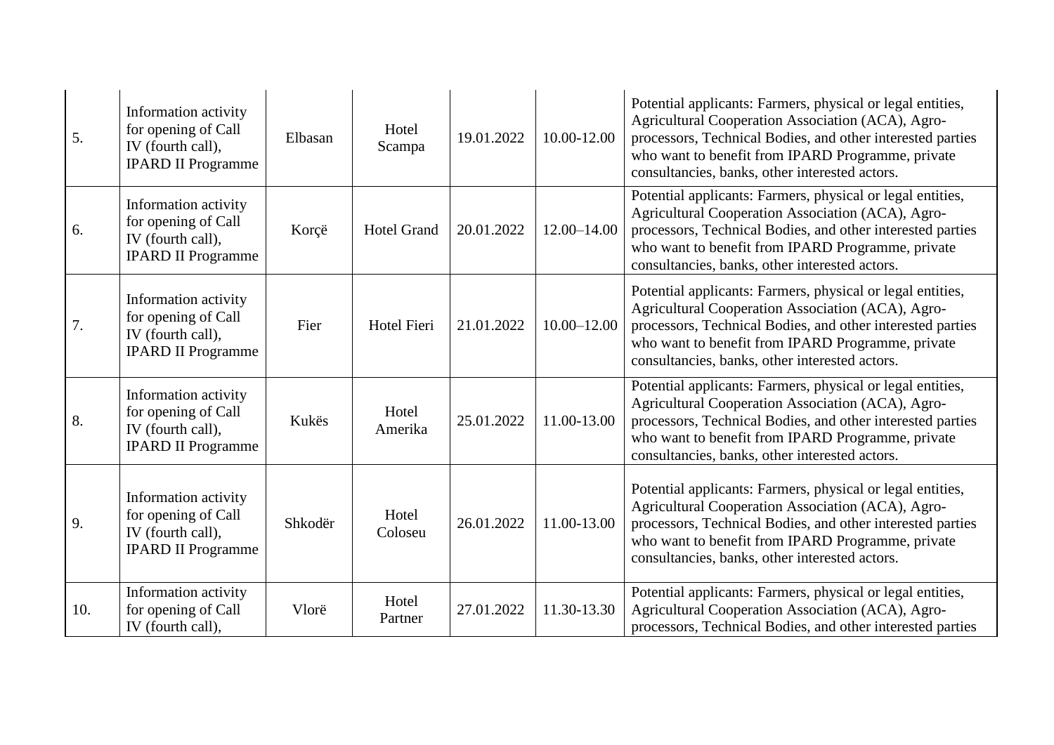| | | | | | | |
|---|---|---|---|---|---|---|
| 5. | Information activity for opening of Call IV (fourth call), IPARD II Programme | Elbasan | Hotel Scampa | 19.01.2022 | 10.00-12.00 | Potential applicants: Farmers, physical or legal entities, Agricultural Cooperation Association (ACA), Agro-processors, Technical Bodies, and other interested parties who want to benefit from IPARD Programme, private consultancies, banks, other interested actors. |
| 6. | Information activity for opening of Call IV (fourth call), IPARD II Programme | Korçë | Hotel Grand | 20.01.2022 | 12.00–14.00 | Potential applicants: Farmers, physical or legal entities, Agricultural Cooperation Association (ACA), Agro-processors, Technical Bodies, and other interested parties who want to benefit from IPARD Programme, private consultancies, banks, other interested actors. |
| 7. | Information activity for opening of Call IV (fourth call), IPARD II Programme | Fier | Hotel Fieri | 21.01.2022 | 10.00–12.00 | Potential applicants: Farmers, physical or legal entities, Agricultural Cooperation Association (ACA), Agro-processors, Technical Bodies, and other interested parties who want to benefit from IPARD Programme, private consultancies, banks, other interested actors. |
| 8. | Information activity for opening of Call IV (fourth call), IPARD II Programme | Kukës | Hotel Amerika | 25.01.2022 | 11.00-13.00 | Potential applicants: Farmers, physical or legal entities, Agricultural Cooperation Association (ACA), Agro-processors, Technical Bodies, and other interested parties who want to benefit from IPARD Programme, private consultancies, banks, other interested actors. |
| 9. | Information activity for opening of Call IV (fourth call), IPARD II Programme | Shkodër | Hotel Coloseu | 26.01.2022 | 11.00-13.00 | Potential applicants: Farmers, physical or legal entities, Agricultural Cooperation Association (ACA), Agro-processors, Technical Bodies, and other interested parties who want to benefit from IPARD Programme, private consultancies, banks, other interested actors. |
| 10. | Information activity for opening of Call IV (fourth call), | Vlorë | Hotel Partner | 27.01.2022 | 11.30-13.30 | Potential applicants: Farmers, physical or legal entities, Agricultural Cooperation Association (ACA), Agro-processors, Technical Bodies, and other interested parties |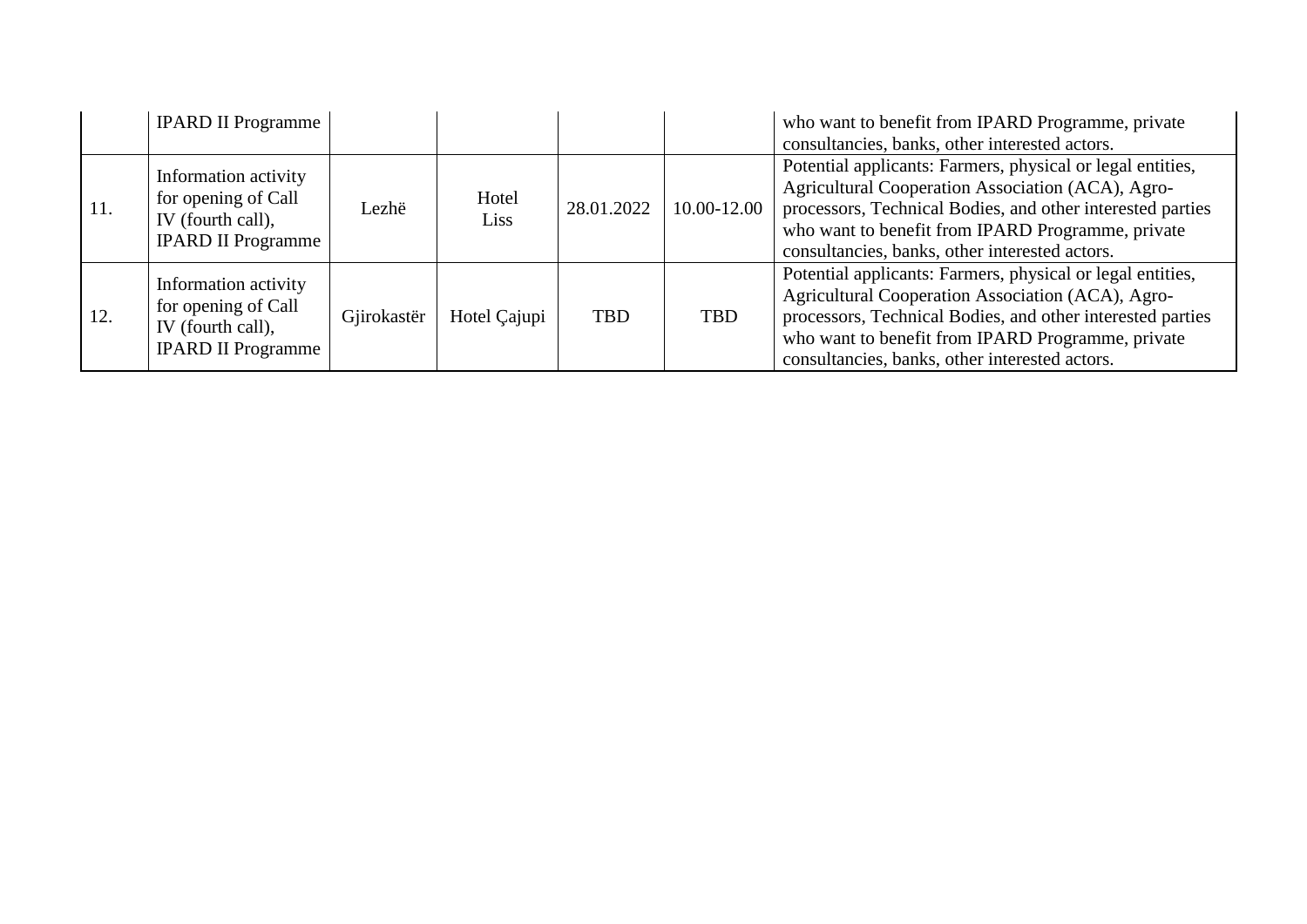| | | | | | | |
|---|---|---|---|---|---|---|
| | IPARD II Programme | | | | | who want to benefit from IPARD Programme, private consultancies, banks, other interested actors. |
| 11. | Information activity for opening of Call IV (fourth call), IPARD II Programme | Lezhë | Hotel Liss | 28.01.2022 | 10.00-12.00 | Potential applicants: Farmers, physical or legal entities, Agricultural Cooperation Association (ACA), Agro-processors, Technical Bodies, and other interested parties who want to benefit from IPARD Programme, private consultancies, banks, other interested actors. |
| 12. | Information activity for opening of Call IV (fourth call), IPARD II Programme | Gjirokastër | Hotel Çajupi | TBD | TBD | Potential applicants: Farmers, physical or legal entities, Agricultural Cooperation Association (ACA), Agro-processors, Technical Bodies, and other interested parties who want to benefit from IPARD Programme, private consultancies, banks, other interested actors. |